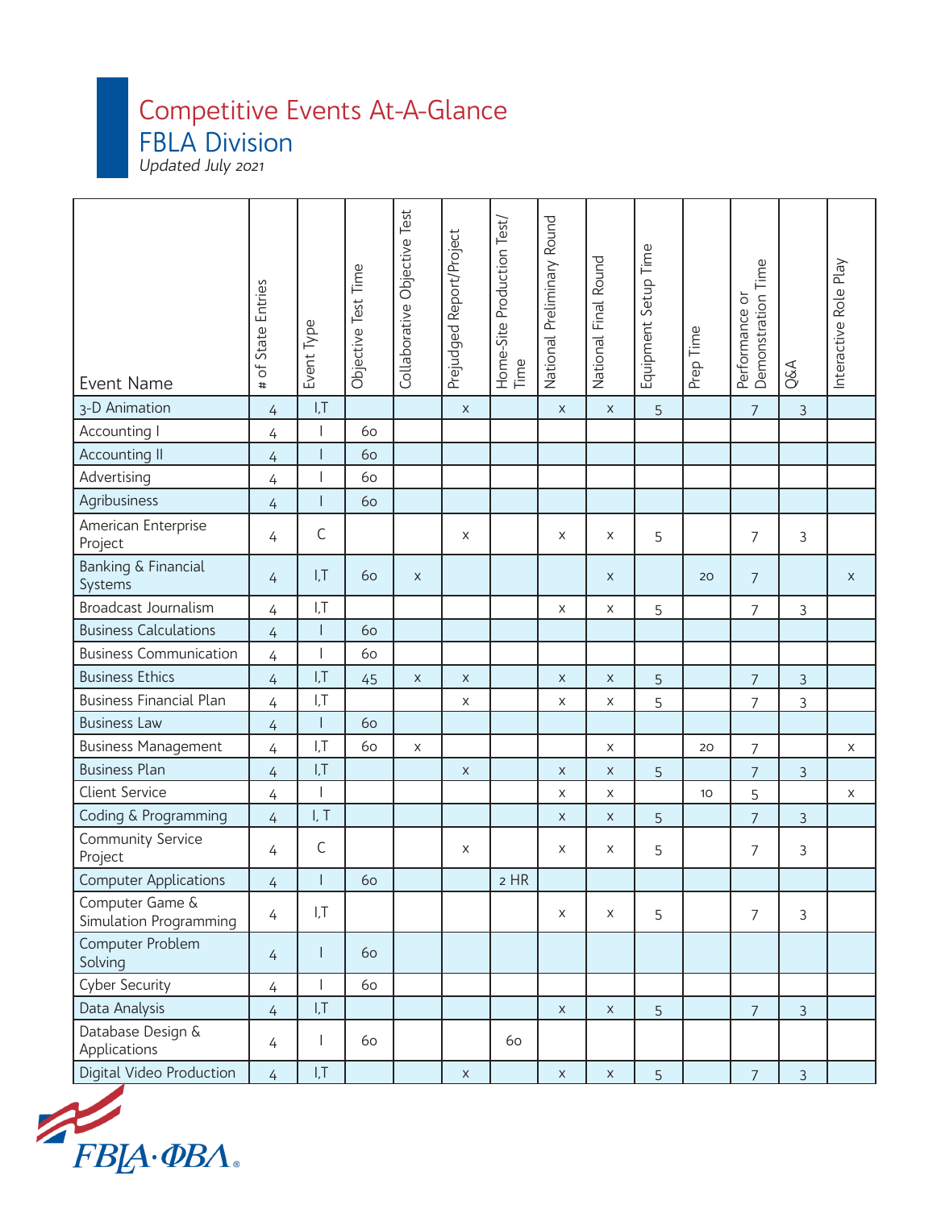# Competitive Events At-A-Glance

## FBLA Division

*Updated July 2021*

| Event Name | # of State Entries | Event Type | Objective Test Time | Collaborative Objective Test | Prejudged Report/Project | Home-Site Production Test/ Time | National Preliminary Round | National Final Round | Equipment Setup Time | Prep Time | Performance or Demonstration Time | Q&A | Interactive Role Play |
|---|---|---|---|---|---|---|---|---|---|---|---|---|---|
| 3-D Animation | 4 | I,T | | | x | | x | x | 5 | | 7 | 3 | |
| Accounting I | 4 | I | 60 | | | | | | | | | | |
| Accounting II | 4 | I | 60 | | | | | | | | | | |
| Advertising | 4 | I | 60 | | | | | | | | | | |
| Agribusiness | 4 | I | 60 | | | | | | | | | | |
| American Enterprise Project | 4 | C | | | x | | x | x | 5 | | 7 | 3 | |
| Banking & Financial Systems | 4 | I,T | 60 | x | | | | x | | 20 | 7 | | x |
| Broadcast Journalism | 4 | I,T | | | | | x | x | 5 | | 7 | 3 | |
| Business Calculations | 4 | I | 60 | | | | | | | | | | |
| Business Communication | 4 | I | 60 | | | | | | | | | | |
| Business Ethics | 4 | I,T | 45 | x | x | | x | x | 5 | | 7 | 3 | |
| Business Financial Plan | 4 | I,T | | | x | | x | x | 5 | | 7 | 3 | |
| Business Law | 4 | I | 60 | | | | | | | | | | |
| Business Management | 4 | I,T | 60 | x | | | | x | | 20 | 7 | | x |
| Business Plan | 4 | I,T | | | x | | x | x | 5 | | 7 | 3 | |
| Client Service | 4 | I | | | | | x | x | | 10 | 5 | | x |
| Coding & Programming | 4 | I, T | | | | | x | x | 5 | | 7 | 3 | |
| Community Service Project | 4 | C | | | x | | x | x | 5 | | 7 | 3 | |
| Computer Applications | 4 | I | 60 | | | 2 HR | | | | | | | |
| Computer Game & Simulation Programming | 4 | I,T | | | | | x | x | 5 | | 7 | 3 | |
| Computer Problem Solving | 4 | I | 60 | | | | | | | | | | |
| Cyber Security | 4 | I | 60 | | | | | | | | | | |
| Data Analysis | 4 | I,T | | | | | x | x | 5 | | 7 | 3 | |
| Database Design & Applications | 4 | I | 60 | | | 60 | | | | | | | |
| Digital Video Production | 4 | I,T | | | x | | x | x | 5 | | 7 | 3 | |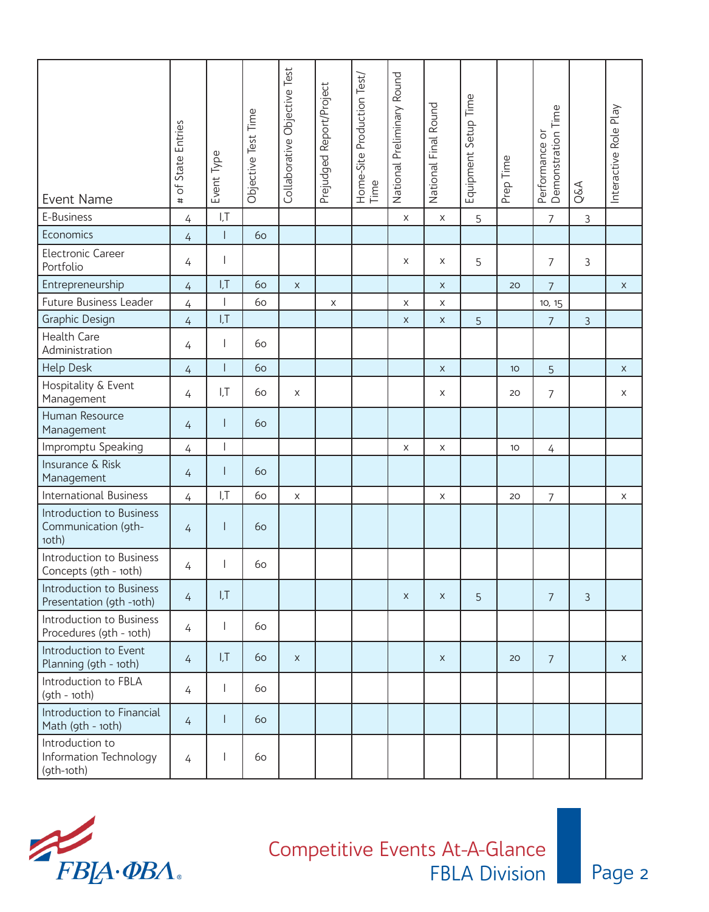| Event Name | # of State Entries | Event Type | Objective Test Time | Collaborative Objective Test | Prejudged Report/Project | Home-Site Production Test/ Time | National Preliminary Round | National Final Round | Equipment Setup Time | Prep Time | Performance or Demonstration Time | Q&A | Interactive Role Play |
|---|---|---|---|---|---|---|---|---|---|---|---|---|---|
| E-Business | 4 | I,T | | | | | x | x | 5 | | 7 | 3 | |
| Economics | 4 | I | 60 | | | | | | | | | | |
| Electronic Career Portfolio | 4 | I | | | | | x | x | 5 | | 7 | 3 | |
| Entrepreneurship | 4 | I,T | 60 | x | | | | x | | 20 | 7 | | x |
| Future Business Leader | 4 | I | 60 | | x | | x | x | | | 10, 15 | | |
| Graphic Design | 4 | I,T | | | | | x | x | 5 | | 7 | 3 | |
| Health Care Administration | 4 | I | 60 | | | | | | | | | | |
| Help Desk | 4 | I | 60 | | | | | x | | 10 | 5 | | x |
| Hospitality & Event Management | 4 | I,T | 60 | x | | | | x | | 20 | 7 | | x |
| Human Resource Management | 4 | I | 60 | | | | | | | | | | |
| Impromptu Speaking | 4 | I | | | | | x | x | | 10 | 4 | | |
| Insurance & Risk Management | 4 | I | 60 | | | | | | | | | | |
| International Business | 4 | I,T | 60 | x | | | | x | | 20 | 7 | | x |
| Introduction to Business Communication (9th-10th) | 4 | I | 60 | | | | | | | | | | |
| Introduction to Business Concepts (9th - 10th) | 4 | I | 60 | | | | | | | | | | |
| Introduction to Business Presentation (9th -10th) | 4 | I,T | | | | | x | x | 5 | | 7 | 3 | |
| Introduction to Business Procedures (9th - 10th) | 4 | I | 60 | | | | | | | | | | |
| Introduction to Event Planning (9th - 10th) | 4 | I,T | 60 | x | | | | x | | 20 | 7 | | x |
| Introduction to FBLA (9th - 10th) | 4 | I | 60 | | | | | | | | | | |
| Introduction to Financial Math (9th - 10th) | 4 | I | 60 | | | | | | | | | | |
| Introduction to Information Technology (9th-10th) | 4 | I | 60 | | | | | | | | | | |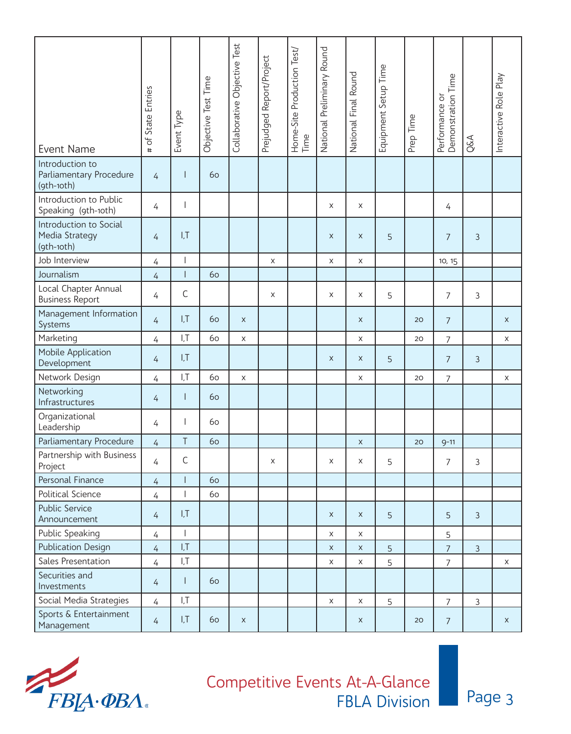| Event Name | # of State Entries | Event Type | Objective Test Time | Collaborative Objective Test | Prejudged Report/Project | Home-Site Production Test/ Time | National Preliminary Round | National Final Round | Equipment Setup Time | Prep Time | Performance or Demonstration Time | Q&A | Interactive Role Play |
|---|---|---|---|---|---|---|---|---|---|---|---|---|---|
| Introduction to Parliamentary Procedure (9th-10th) | 4 | I | 60 | | | | | | | | | | |
| Introduction to Public Speaking (9th-10th) | 4 | I | | | | | x | x | | | 4 | | |
| Introduction to Social Media Strategy (9th-10th) | 4 | I,T | | | | | x | x | 5 | | 7 | 3 | |
| Job Interview | 4 | I | | | x | | x | x | | | 10, 15 | | |
| Journalism | 4 | I | 60 | | | | | | | | | | |
| Local Chapter Annual Business Report | 4 | C | | | x | | x | x | 5 | | 7 | 3 | |
| Management Information Systems | 4 | I,T | 60 | x | | | | x | | 20 | 7 | | x |
| Marketing | 4 | I,T | 60 | x | | | | x | | 20 | 7 | | x |
| Mobile Application Development | 4 | I,T | | | | | x | x | 5 | | 7 | 3 | |
| Network Design | 4 | I,T | 60 | x | | | | x | | 20 | 7 | | x |
| Networking Infrastructures | 4 | I | 60 | | | | | | | | | | |
| Organizational Leadership | 4 | I | 60 | | | | | | | | | | |
| Parliamentary Procedure | 4 | T | 60 | | | | | x | | 20 | 9-11 | | |
| Partnership with Business Project | 4 | C | | | x | | x | x | 5 | | 7 | 3 | |
| Personal Finance | 4 | I | 60 | | | | | | | | | | |
| Political Science | 4 | I | 60 | | | | | | | | | | |
| Public Service Announcement | 4 | I,T | | | | | x | x | 5 | | 5 | 3 | |
| Public Speaking | 4 | I | | | | | x | x | | | 5 | | |
| Publication Design | 4 | I,T | | | | | x | x | 5 | | 7 | 3 | |
| Sales Presentation | 4 | I,T | | | | | x | x | 5 | | 7 | | x |
| Securities and Investments | 4 | I | 60 | | | | | | | | | | |
| Social Media Strategies | 4 | I,T | | | | | x | x | 5 | | 7 | 3 | |
| Sports & Entertainment Management | 4 | I,T | 60 | x | | | | x | | 20 | 7 | | x |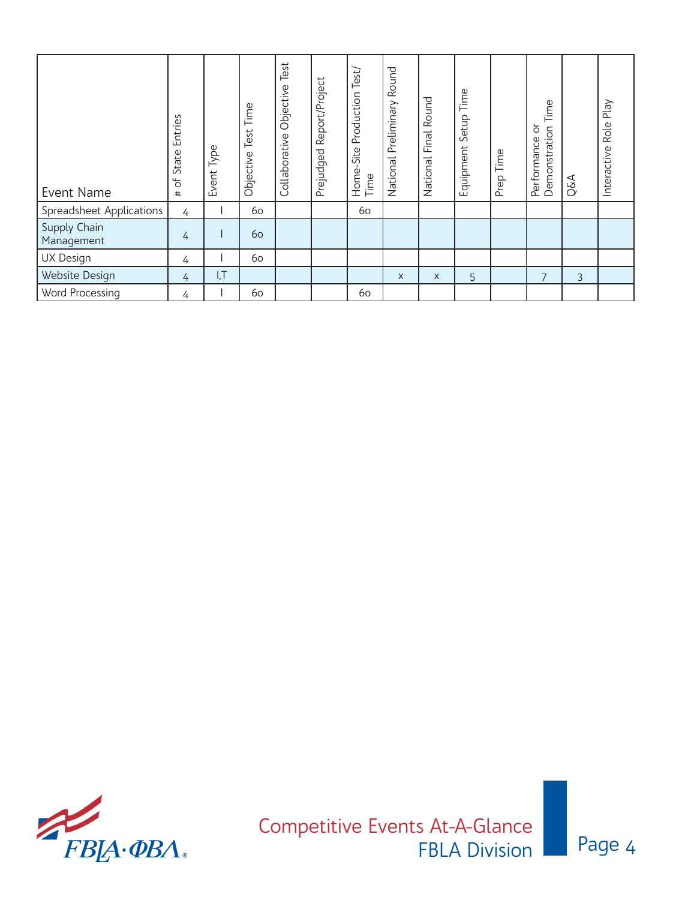| Event Name | # of State Entries | Event Type | Objective Test Time | Collaborative Objective Test | Prejudged Report/Project | Home-Site Production Test/ Time | National Preliminary Round | National Final Round | Equipment Setup Time | Prep Time | Performance or Demonstration Time | Q&A | Interactive Role Play |
|---|---|---|---|---|---|---|---|---|---|---|---|---|---|
| Spreadsheet Applications | 4 | I | 60 | | | 60 | | | | | | | |
| Supply Chain Management | 4 | I | 60 | | | | | | | | | | |
| UX Design | 4 | I | 60 | | | | | | | | | | |
| Website Design | 4 | I,T | | | | | x | x | 5 | | 7 | 3 | |
| Word Processing | 4 | I | 60 | | | 60 | | | | | | | |

Competitive Events At-A-Glance
FBLA Division